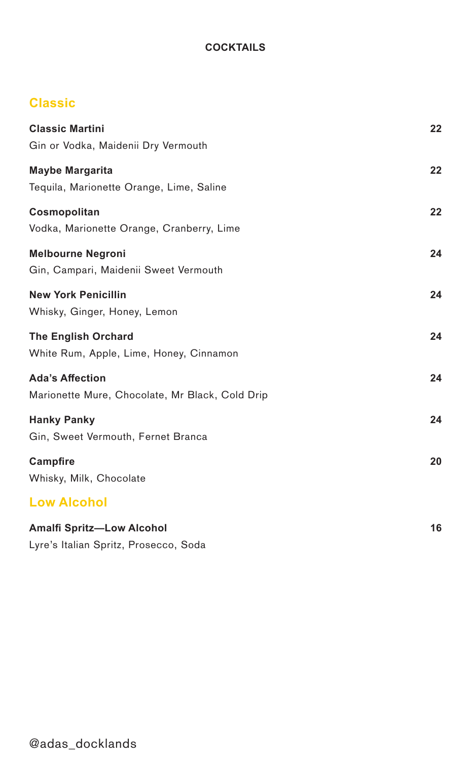# COCKTAILS

## Classic

**Classic Martini** **22**
Gin or Vodka, Maidenii Dry Vermouth

**Maybe Margarita** **22**
Tequila, Marionette Orange, Lime, Saline

**Cosmopolitan** **22**
Vodka, Marionette Orange, Cranberry, Lime

**Melbourne Negroni** **24**
Gin, Campari, Maidenii Sweet Vermouth

**New York Penicillin** **24**
Whisky, Ginger, Honey, Lemon

**The English Orchard** **24**
White Rum, Apple, Lime, Honey, Cinnamon

**Ada's Affection** **24**
Marionette Mure, Chocolate, Mr Black, Cold Drip

**Hanky Panky** **24**
Gin, Sweet Vermouth, Fernet Branca

**Campfire** **20**
Whisky, Milk, Chocolate

## Low Alcohol

**Amalfi Spritz—Low Alcohol** **16**
Lyre's Italian Spritz, Prosecco, Soda

@adas_docklands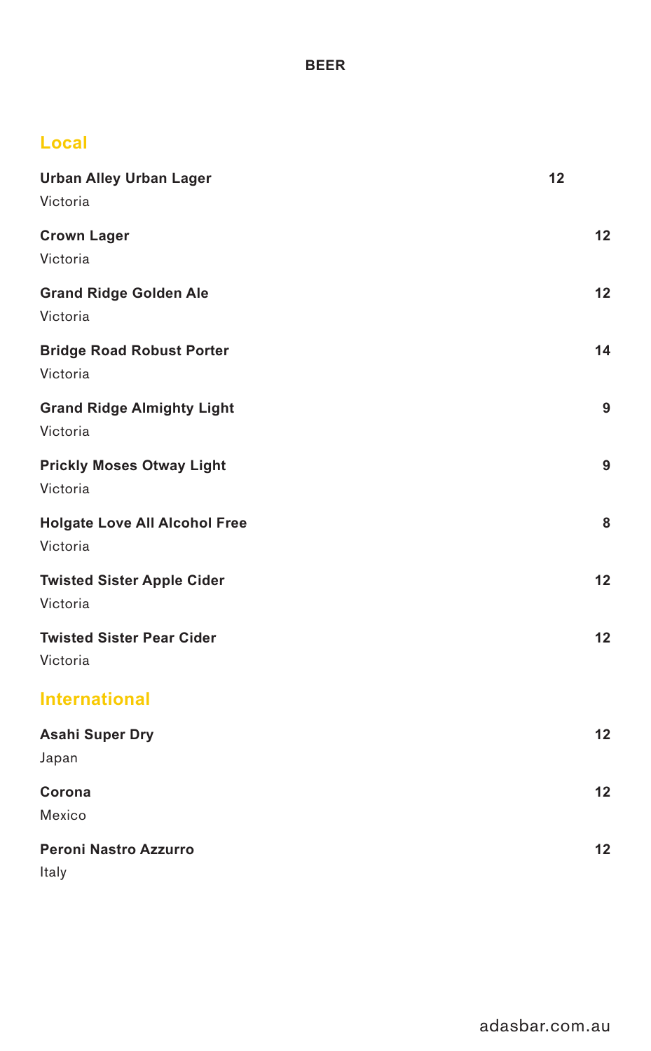# BEER

## Local

**Urban Alley Urban Lager** 12
Victoria

**Crown Lager** 12
Victoria

**Grand Ridge Golden Ale** 12
Victoria

**Bridge Road Robust Porter** 14
Victoria

**Grand Ridge Almighty Light** 9
Victoria

**Prickly Moses Otway Light** 9
Victoria

**Holgate Love All Alcohol Free** 8
Victoria

**Twisted Sister Apple Cider** 12
Victoria

**Twisted Sister Pear Cider** 12
Victoria

## International

**Asahi Super Dry** 12
Japan

**Corona** 12
Mexico

**Peroni Nastro Azzurro** 12
Italy

adasbar.com.au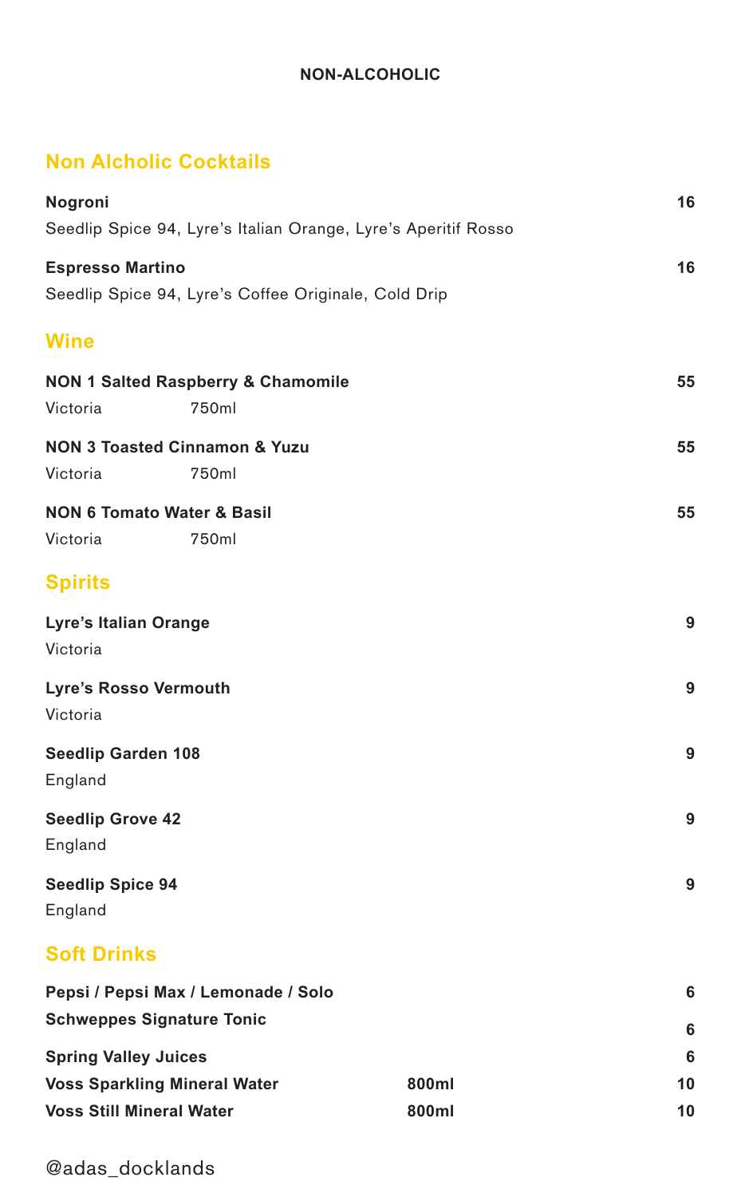# NON-ALCOHOLIC

## Non Alcholic Cocktails

**Nogroni** — 16
Seedlip Spice 94, Lyre's Italian Orange, Lyre's Aperitif Rosso

**Espresso Martino** — 16
Seedlip Spice 94, Lyre's Coffee Originale, Cold Drip

## Wine

**NON 1 Salted Raspberry & Chamomile** — 55
Victoria 750ml

**NON 3 Toasted Cinnamon & Yuzu** — 55
Victoria 750ml

**NON 6 Tomato Water & Basil** — 55
Victoria 750ml

## Spirits

**Lyre's Italian Orange** — 9
Victoria

**Lyre's Rosso Vermouth** — 9
Victoria

**Seedlip Garden 108** — 9
England

**Seedlip Grove 42** — 9
England

**Seedlip Spice 94** — 9
England

## Soft Drinks

| Item | Size | Price |
|---|---|---|
| **Pepsi / Pepsi Max / Lemonade / Solo** | | 6 |
| **Schweppes Signature Tonic** | | 6 |
| **Spring Valley Juices** | | 6 |
| **Voss Sparkling Mineral Water** | 800ml | 10 |
| **Voss Still Mineral Water** | 800ml | 10 |

@adas_docklands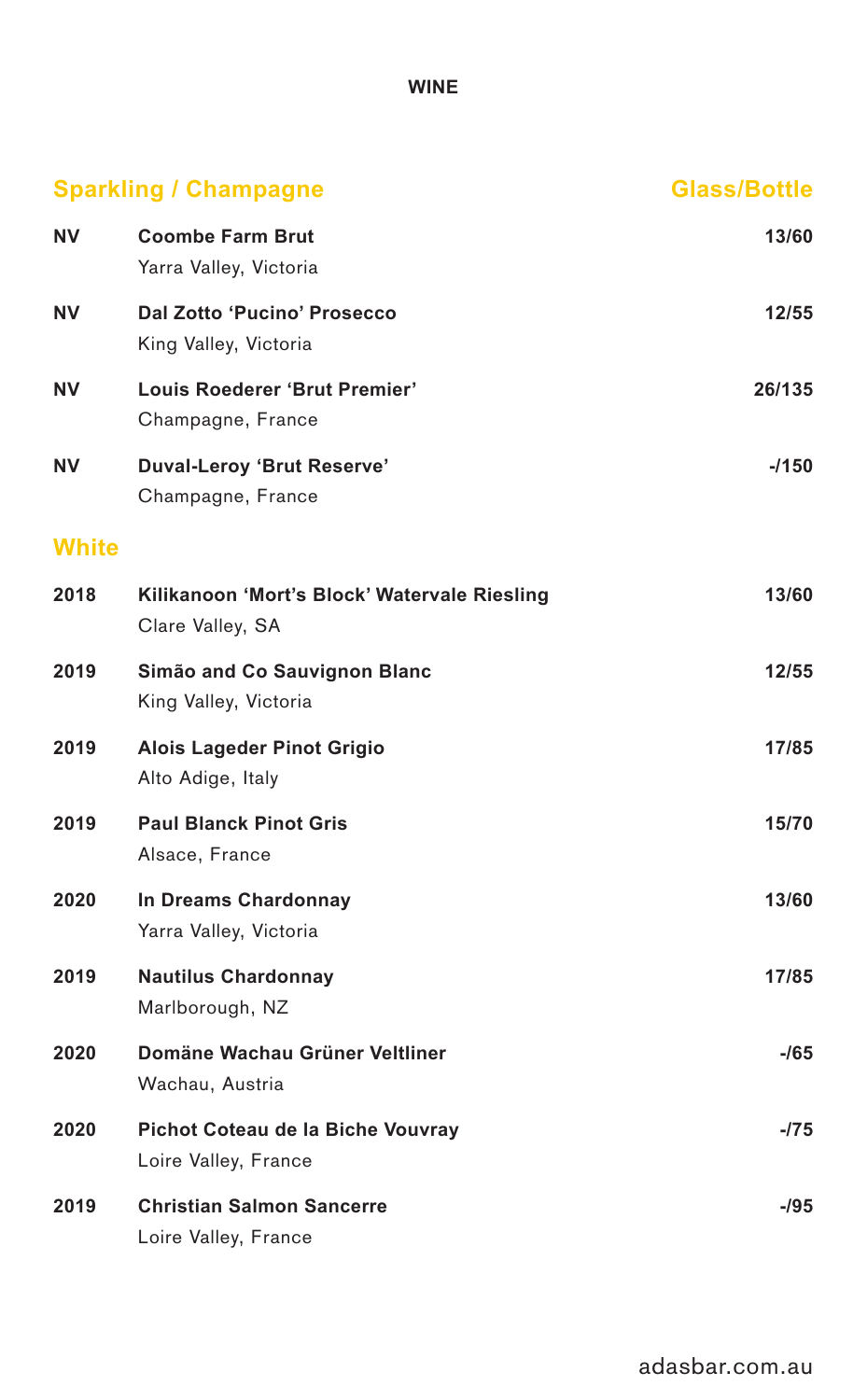# WINE

## Sparkling / Champagne

| Vintage | Wine | Glass/Bottle |
|---|---|---|
| NV | **Coombe Farm Brut**<br>Yarra Valley, Victoria | 13/60 |
| NV | **Dal Zotto 'Pucino' Prosecco**<br>King Valley, Victoria | 12/55 |
| NV | **Louis Roederer 'Brut Premier'**<br>Champagne, France | 26/135 |
| NV | **Duval-Leroy 'Brut Reserve'**<br>Champagne, France | -/150 |

## White

| Vintage | Wine | Glass/Bottle |
|---|---|---|
| 2018 | **Kilikanoon 'Mort's Block' Watervale Riesling**<br>Clare Valley, SA | 13/60 |
| 2019 | **Simão and Co Sauvignon Blanc**<br>King Valley, Victoria | 12/55 |
| 2019 | **Alois Lageder Pinot Grigio**<br>Alto Adige, Italy | 17/85 |
| 2019 | **Paul Blanck Pinot Gris**<br>Alsace, France | 15/70 |
| 2020 | **In Dreams Chardonnay**<br>Yarra Valley, Victoria | 13/60 |
| 2019 | **Nautilus Chardonnay**<br>Marlborough, NZ | 17/85 |
| 2020 | **Domäne Wachau Grüner Veltliner**<br>Wachau, Austria | -/65 |
| 2020 | **Pichot Coteau de la Biche Vouvray**<br>Loire Valley, France | -/75 |
| 2019 | **Christian Salmon Sancerre**<br>Loire Valley, France | -/95 |

adasbar.com.au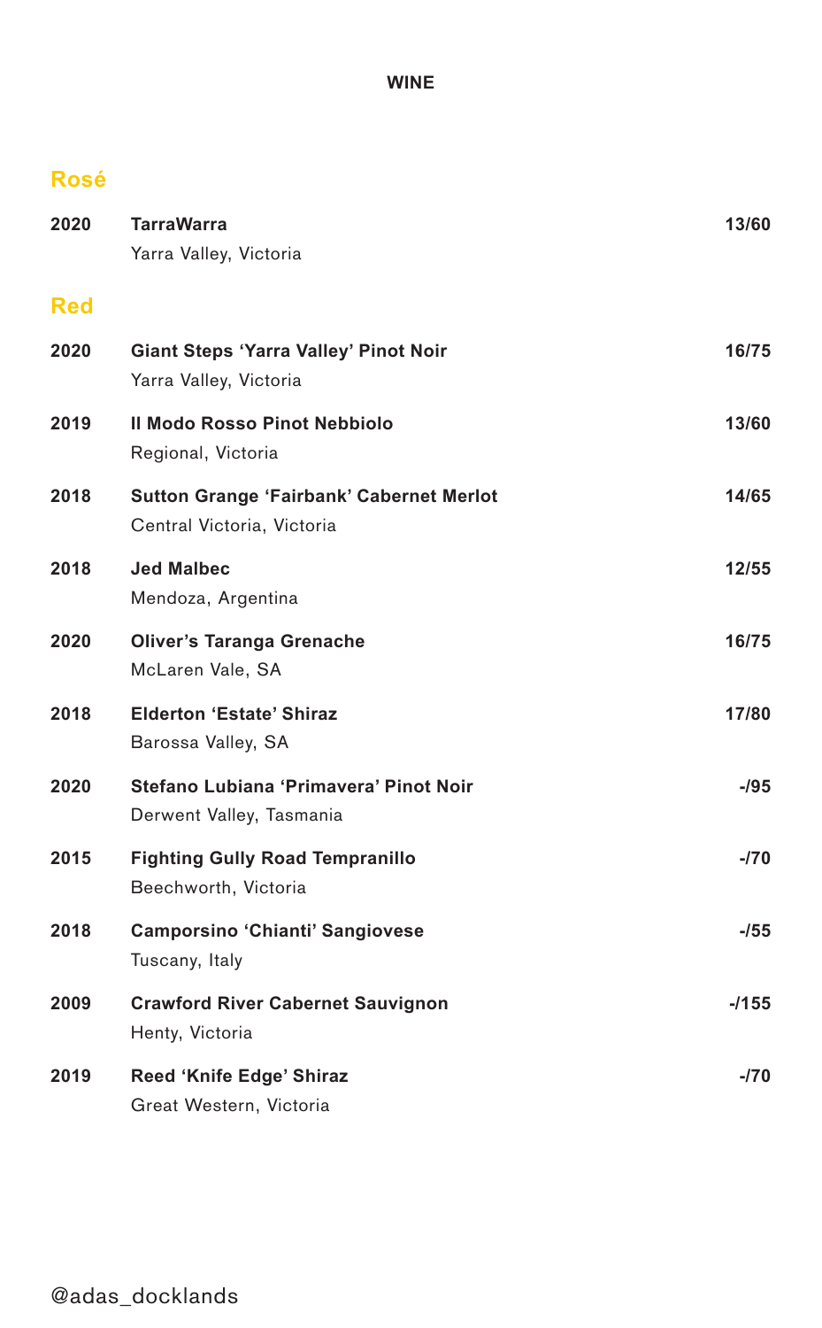# WINE

## Rosé

**2020** **TarraWarra** — **13/60**
Yarra Valley, Victoria

## Red

**2020** **Giant Steps 'Yarra Valley' Pinot Noir** — **16/75**
Yarra Valley, Victoria

**2019** **Il Modo Rosso Pinot Nebbiolo** — **13/60**
Regional, Victoria

**2018** **Sutton Grange 'Fairbank' Cabernet Merlot** — **14/65**
Central Victoria, Victoria

**2018** **Jed Malbec** — **12/55**
Mendoza, Argentina

**2020** **Oliver's Taranga Grenache** — **16/75**
McLaren Vale, SA

**2018** **Elderton 'Estate' Shiraz** — **17/80**
Barossa Valley, SA

**2020** **Stefano Lubiana 'Primavera' Pinot Noir** — **-/95**
Derwent Valley, Tasmania

**2015** **Fighting Gully Road Tempranillo** — **-/70**
Beechworth, Victoria

**2018** **Camporsino 'Chianti' Sangiovese** — **-/55**
Tuscany, Italy

**2009** **Crawford River Cabernet Sauvignon** — **-/155**
Henty, Victoria

**2019** **Reed 'Knife Edge' Shiraz** — **-/70**
Great Western, Victoria

@adas_docklands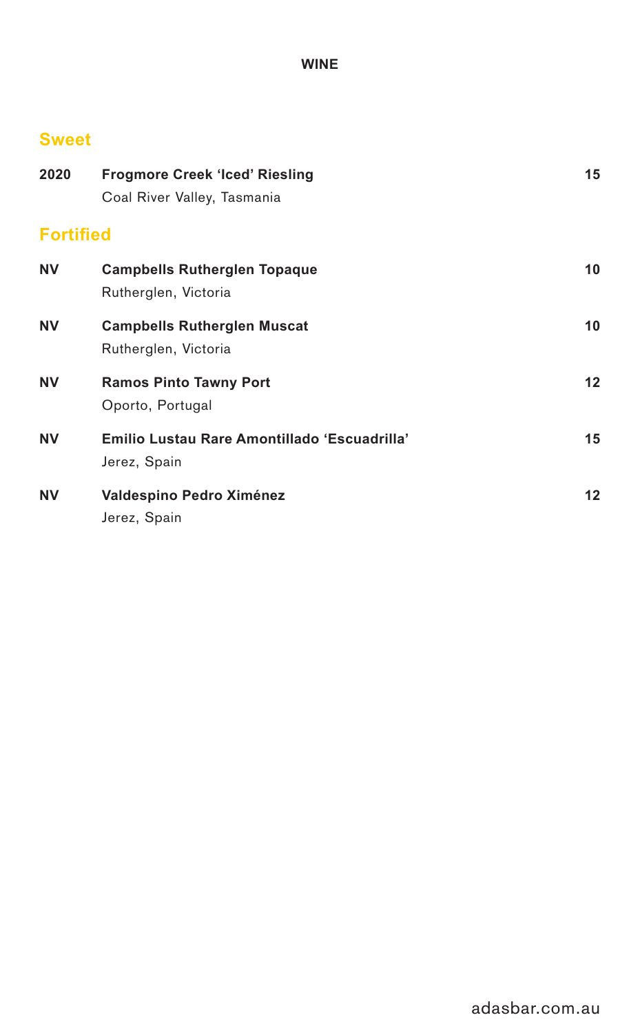# WINE

## Sweet

| | | |
|---|---|---|
| **2020** | **Frogmore Creek 'Iced' Riesling**<br>Coal River Valley, Tasmania | **15** |

## Fortified

| | | |
|---|---|---|
| **NV** | **Campbells Rutherglen Topaque**<br>Rutherglen, Victoria | **10** |
| **NV** | **Campbells Rutherglen Muscat**<br>Rutherglen, Victoria | **10** |
| **NV** | **Ramos Pinto Tawny Port**<br>Oporto, Portugal | **12** |
| **NV** | **Emilio Lustau Rare Amontillado 'Escuadrilla'**<br>Jerez, Spain | **15** |
| **NV** | **Valdespino Pedro Ximénez**<br>Jerez, Spain | **12** |

adasbar.com.au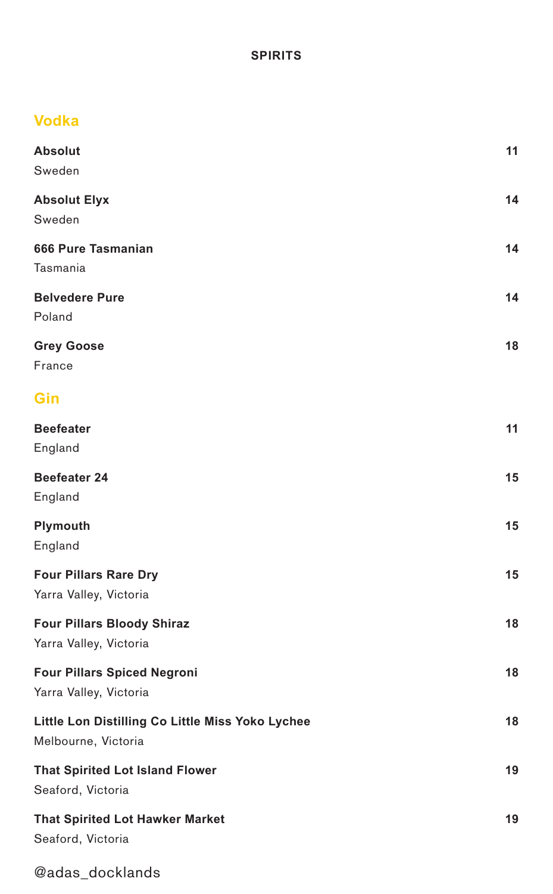# SPIRITS

## Vodka

**Absolut** 11
Sweden

**Absolut Elyx** 14
Sweden

**666 Pure Tasmanian** 14
Tasmania

**Belvedere Pure** 14
Poland

**Grey Goose** 18
France

## Gin

**Beefeater** 11
England

**Beefeater 24** 15
England

**Plymouth** 15
England

**Four Pillars Rare Dry** 15
Yarra Valley, Victoria

**Four Pillars Bloody Shiraz** 18
Yarra Valley, Victoria

**Four Pillars Spiced Negroni** 18
Yarra Valley, Victoria

**Little Lon Distilling Co Little Miss Yoko Lychee** 18
Melbourne, Victoria

**That Spirited Lot Island Flower** 19
Seaford, Victoria

**That Spirited Lot Hawker Market** 19
Seaford, Victoria

@adas_docklands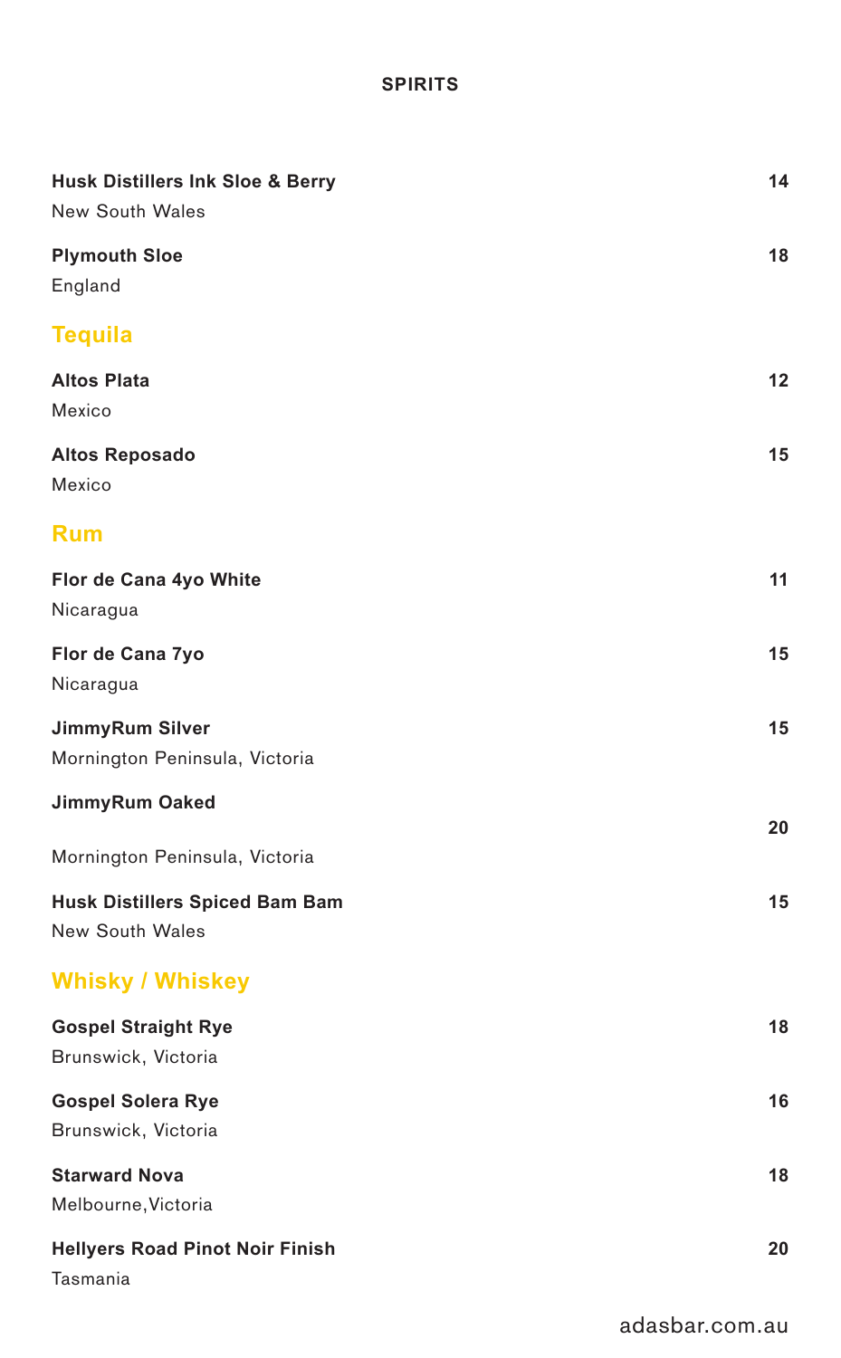# SPIRITS

**Husk Distillers Ink Sloe & Berry** — 14
New South Wales

**Plymouth Sloe** — 18
England

## Tequila

**Altos Plata** — 12
Mexico

**Altos Reposado** — 15
Mexico

## Rum

**Flor de Cana 4yo White** — 11
Nicaragua

**Flor de Cana 7yo** — 15
Nicaragua

**JimmyRum Silver** — 15
Mornington Peninsula, Victoria

**JimmyRum Oaked** — 20
Mornington Peninsula, Victoria

**Husk Distillers Spiced Bam Bam** — 15
New South Wales

## Whisky / Whiskey

**Gospel Straight Rye** — 18
Brunswick, Victoria

**Gospel Solera Rye** — 16
Brunswick, Victoria

**Starward Nova** — 18
Melbourne,Victoria

**Hellyers Road Pinot Noir Finish** — 20
Tasmania

adasbar.com.au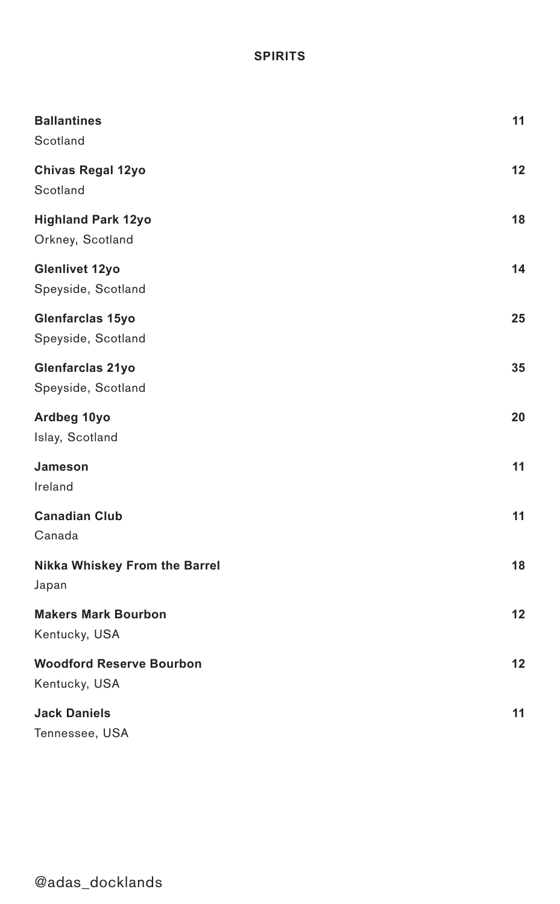## SPIRITS

**Ballantines** — 11
Scotland

**Chivas Regal 12yo** — 12
Scotland

**Highland Park 12yo** — 18
Orkney, Scotland

**Glenlivet 12yo** — 14
Speyside, Scotland

**Glenfarclas 15yo** — 25
Speyside, Scotland

**Glenfarclas 21yo** — 35
Speyside, Scotland

**Ardbeg 10yo** — 20
Islay, Scotland

**Jameson** — 11
Ireland

**Canadian Club** — 11
Canada

**Nikka Whiskey From the Barrel** — 18
Japan

**Makers Mark Bourbon** — 12
Kentucky, USA

**Woodford Reserve Bourbon** — 12
Kentucky, USA

**Jack Daniels** — 11
Tennessee, USA

@adas_docklands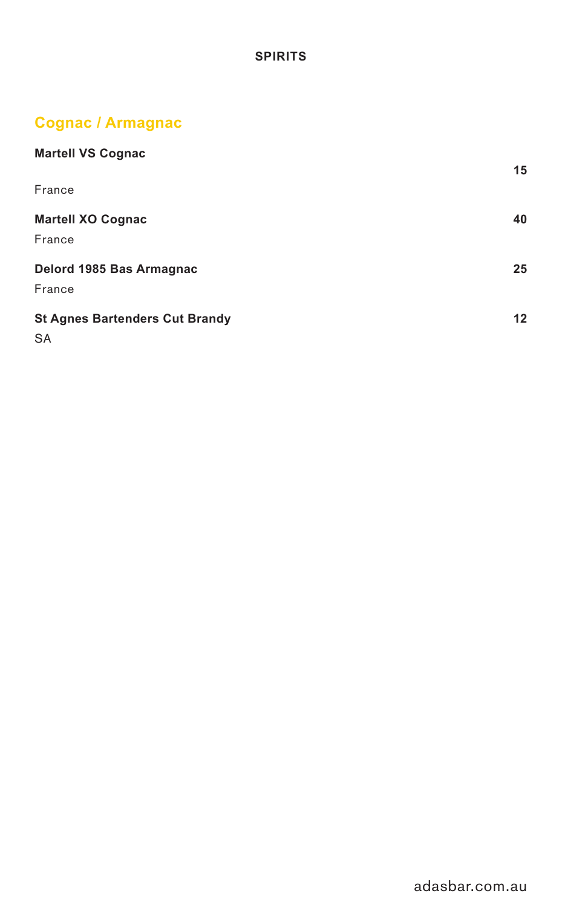**SPIRITS**

## Cognac / Armagnac

**Martell VS Cognac** **15**
France

**Martell XO Cognac** **40**
France

**Delord 1985 Bas Armagnac** **25**
France

**St Agnes Bartenders Cut Brandy** **12**
SA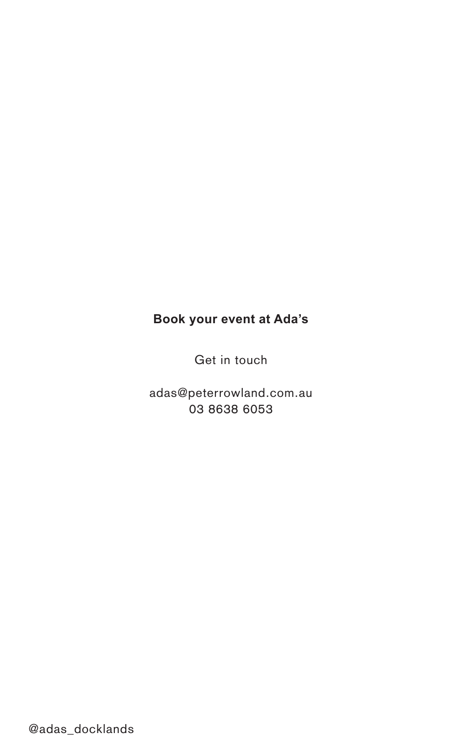**Book your event at Ada's**

Get in touch

adas@peterrowland.com.au
03 8638 6053

@adas_docklands